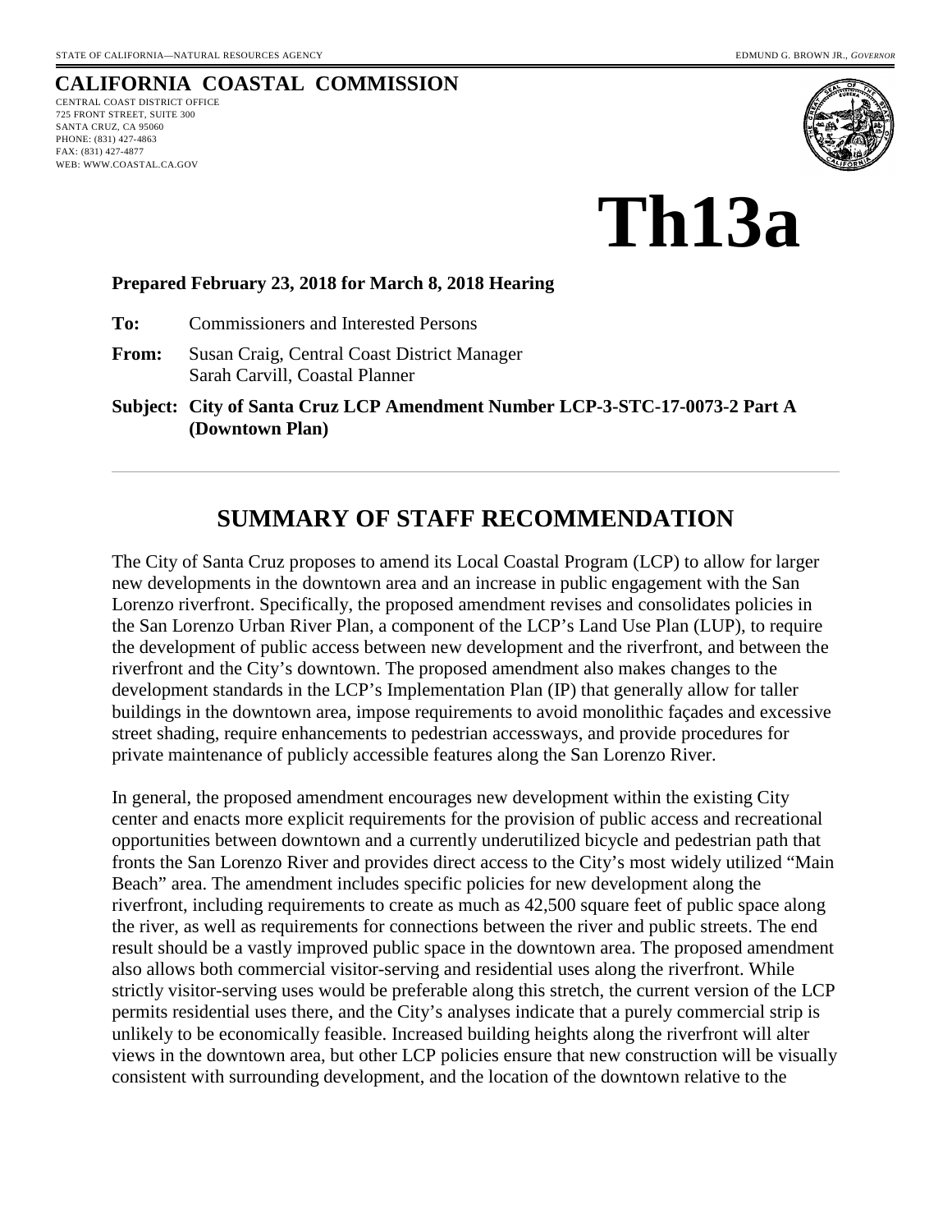STATE OF CALIFORNIA—NATURAL RESOURCES AGENCY

EDMUND G. BROWN JR., *GOVERNOR*

**CALIFORNIA COASTAL COMMISSION**

CENTRAL COAST DISTRICT OFFICE
725 FRONT STREET, SUITE 300
SANTA CRUZ, CA 95060
PHONE: (831) 427-4863
FAX: (831) 427-4877
WEB: WWW.COASTAL.CA.GOV

# Th13a

**Prepared February 23, 2018 for March 8, 2018 Hearing**

**To:** Commissioners and Interested Persons

**From:** Susan Craig, Central Coast District Manager
Sarah Carvill, Coastal Planner

**Subject: City of Santa Cruz LCP Amendment Number LCP-3-STC-17-0073-2 Part A (Downtown Plan)**

---

## SUMMARY OF STAFF RECOMMENDATION

The City of Santa Cruz proposes to amend its Local Coastal Program (LCP) to allow for larger new developments in the downtown area and an increase in public engagement with the San Lorenzo riverfront. Specifically, the proposed amendment revises and consolidates policies in the San Lorenzo Urban River Plan, a component of the LCP's Land Use Plan (LUP), to require the development of public access between new development and the riverfront, and between the riverfront and the City's downtown. The proposed amendment also makes changes to the development standards in the LCP's Implementation Plan (IP) that generally allow for taller buildings in the downtown area, impose requirements to avoid monolithic façades and excessive street shading, require enhancements to pedestrian accessways, and provide procedures for private maintenance of publicly accessible features along the San Lorenzo River.

In general, the proposed amendment encourages new development within the existing City center and enacts more explicit requirements for the provision of public access and recreational opportunities between downtown and a currently underutilized bicycle and pedestrian path that fronts the San Lorenzo River and provides direct access to the City's most widely utilized "Main Beach" area. The amendment includes specific policies for new development along the riverfront, including requirements to create as much as 42,500 square feet of public space along the river, as well as requirements for connections between the river and public streets. The end result should be a vastly improved public space in the downtown area. The proposed amendment also allows both commercial visitor-serving and residential uses along the riverfront. While strictly visitor-serving uses would be preferable along this stretch, the current version of the LCP permits residential uses there, and the City's analyses indicate that a purely commercial strip is unlikely to be economically feasible. Increased building heights along the riverfront will alter views in the downtown area, but other LCP policies ensure that new construction will be visually consistent with surrounding development, and the location of the downtown relative to the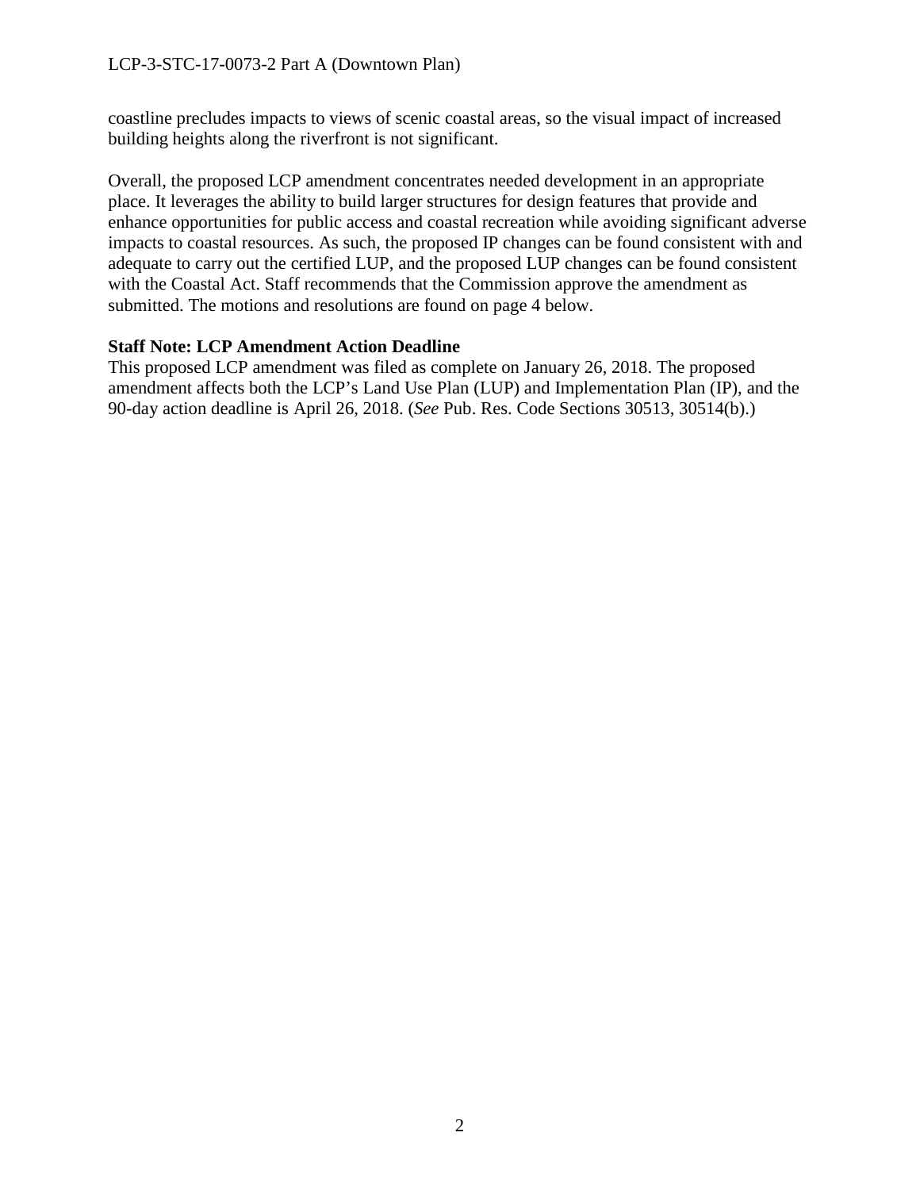coastline precludes impacts to views of scenic coastal areas, so the visual impact of increased building heights along the riverfront is not significant.

Overall, the proposed LCP amendment concentrates needed development in an appropriate place. It leverages the ability to build larger structures for design features that provide and enhance opportunities for public access and coastal recreation while avoiding significant adverse impacts to coastal resources. As such, the proposed IP changes can be found consistent with and adequate to carry out the certified LUP, and the proposed LUP changes can be found consistent with the Coastal Act. Staff recommends that the Commission approve the amendment as submitted. The motions and resolutions are found on page 4 below.

**Staff Note: LCP Amendment Action Deadline**

This proposed LCP amendment was filed as complete on January 26, 2018. The proposed amendment affects both the LCP's Land Use Plan (LUP) and Implementation Plan (IP), and the 90-day action deadline is April 26, 2018. (*See* Pub. Res. Code Sections 30513, 30514(b).)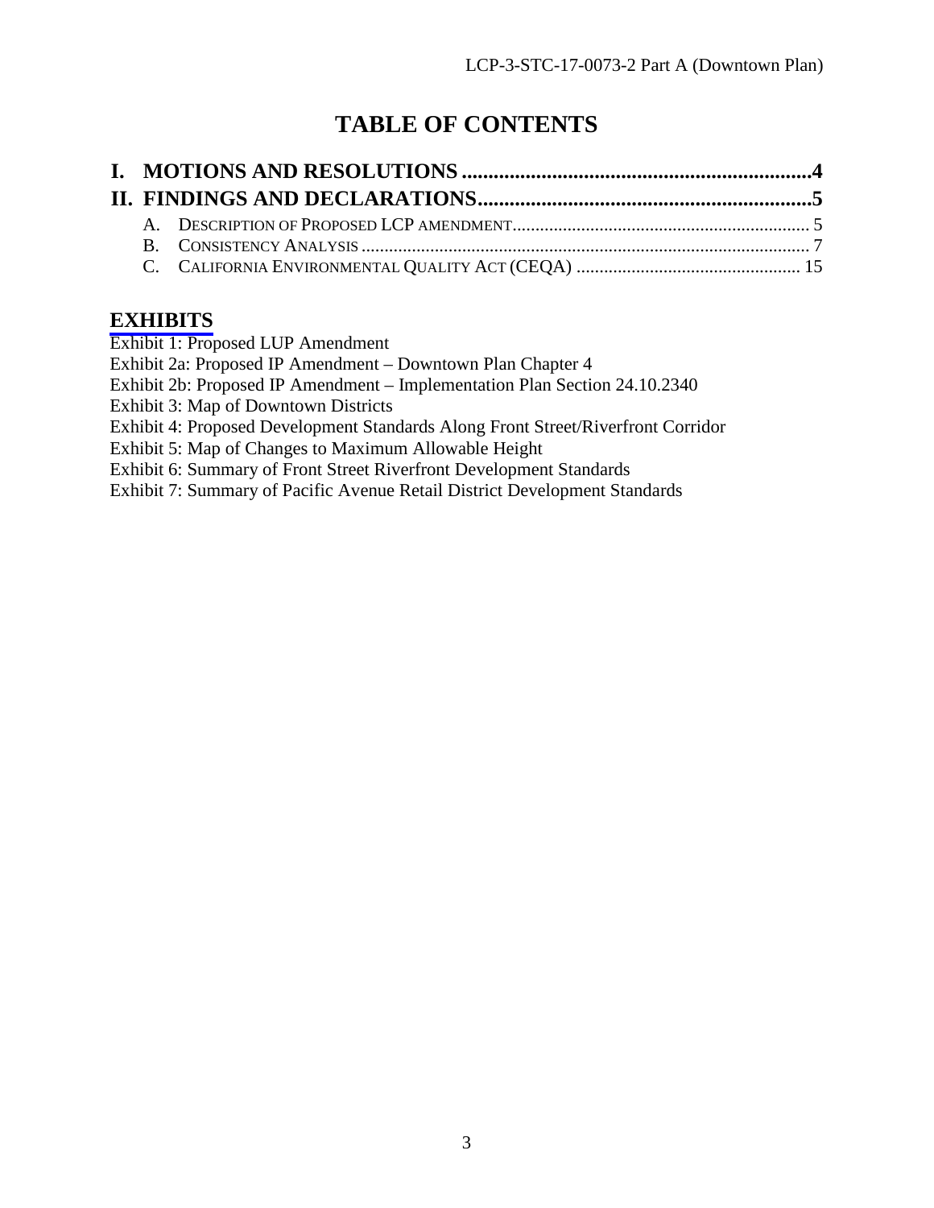# TABLE OF CONTENTS

**I. MOTIONS AND RESOLUTIONS .................................................................4**

**II. FINDINGS AND DECLARATIONS...............................................................5**

A. DESCRIPTION OF PROPOSED LCP AMENDMENT................................................................ 5

B. CONSISTENCY ANALYSIS ................................................................................................. 7

C. CALIFORNIA ENVIRONMENTAL QUALITY ACT (CEQA) ................................................ 15

## EXHIBITS

Exhibit 1: Proposed LUP Amendment

Exhibit 2a: Proposed IP Amendment – Downtown Plan Chapter 4

Exhibit 2b: Proposed IP Amendment – Implementation Plan Section 24.10.2340

Exhibit 3: Map of Downtown Districts

Exhibit 4: Proposed Development Standards Along Front Street/Riverfront Corridor

Exhibit 5: Map of Changes to Maximum Allowable Height

Exhibit 6: Summary of Front Street Riverfront Development Standards

Exhibit 7: Summary of Pacific Avenue Retail District Development Standards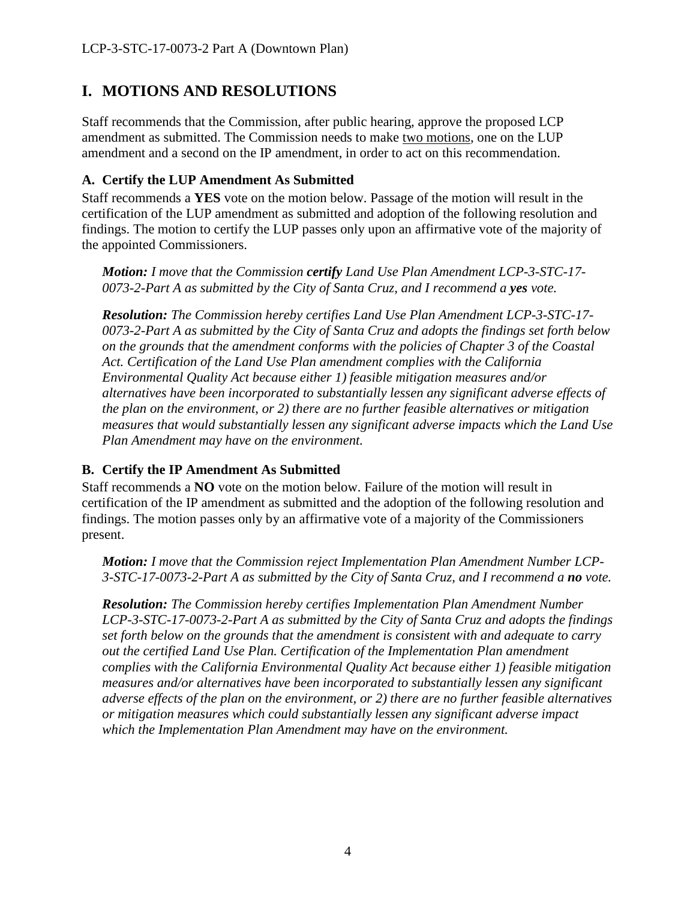## I. MOTIONS AND RESOLUTIONS

Staff recommends that the Commission, after public hearing, approve the proposed LCP amendment as submitted. The Commission needs to make two motions, one on the LUP amendment and a second on the IP amendment, in order to act on this recommendation.

### A. Certify the LUP Amendment As Submitted

Staff recommends a **YES** vote on the motion below. Passage of the motion will result in the certification of the LUP amendment as submitted and adoption of the following resolution and findings. The motion to certify the LUP passes only upon an affirmative vote of the majority of the appointed Commissioners.

> ***Motion:*** *I move that the Commission* ***certify*** *Land Use Plan Amendment LCP-3-STC-17-0073-2-Part A as submitted by the City of Santa Cruz, and I recommend a* ***yes*** *vote.*

> ***Resolution:*** *The Commission hereby certifies Land Use Plan Amendment LCP-3-STC-17-0073-2-Part A as submitted by the City of Santa Cruz and adopts the findings set forth below on the grounds that the amendment conforms with the policies of Chapter 3 of the Coastal Act. Certification of the Land Use Plan amendment complies with the California Environmental Quality Act because either 1) feasible mitigation measures and/or alternatives have been incorporated to substantially lessen any significant adverse effects of the plan on the environment, or 2) there are no further feasible alternatives or mitigation measures that would substantially lessen any significant adverse impacts which the Land Use Plan Amendment may have on the environment.*

### B. Certify the IP Amendment As Submitted

Staff recommends a **NO** vote on the motion below. Failure of the motion will result in certification of the IP amendment as submitted and the adoption of the following resolution and findings. The motion passes only by an affirmative vote of a majority of the Commissioners present.

> ***Motion:*** *I move that the Commission reject Implementation Plan Amendment Number LCP-3-STC-17-0073-2-Part A as submitted by the City of Santa Cruz, and I recommend a* ***no*** *vote.*

> ***Resolution:*** *The Commission hereby certifies Implementation Plan Amendment Number LCP-3-STC-17-0073-2-Part A as submitted by the City of Santa Cruz and adopts the findings set forth below on the grounds that the amendment is consistent with and adequate to carry out the certified Land Use Plan. Certification of the Implementation Plan amendment complies with the California Environmental Quality Act because either 1) feasible mitigation measures and/or alternatives have been incorporated to substantially lessen any significant adverse effects of the plan on the environment, or 2) there are no further feasible alternatives or mitigation measures which could substantially lessen any significant adverse impact which the Implementation Plan Amendment may have on the environment.*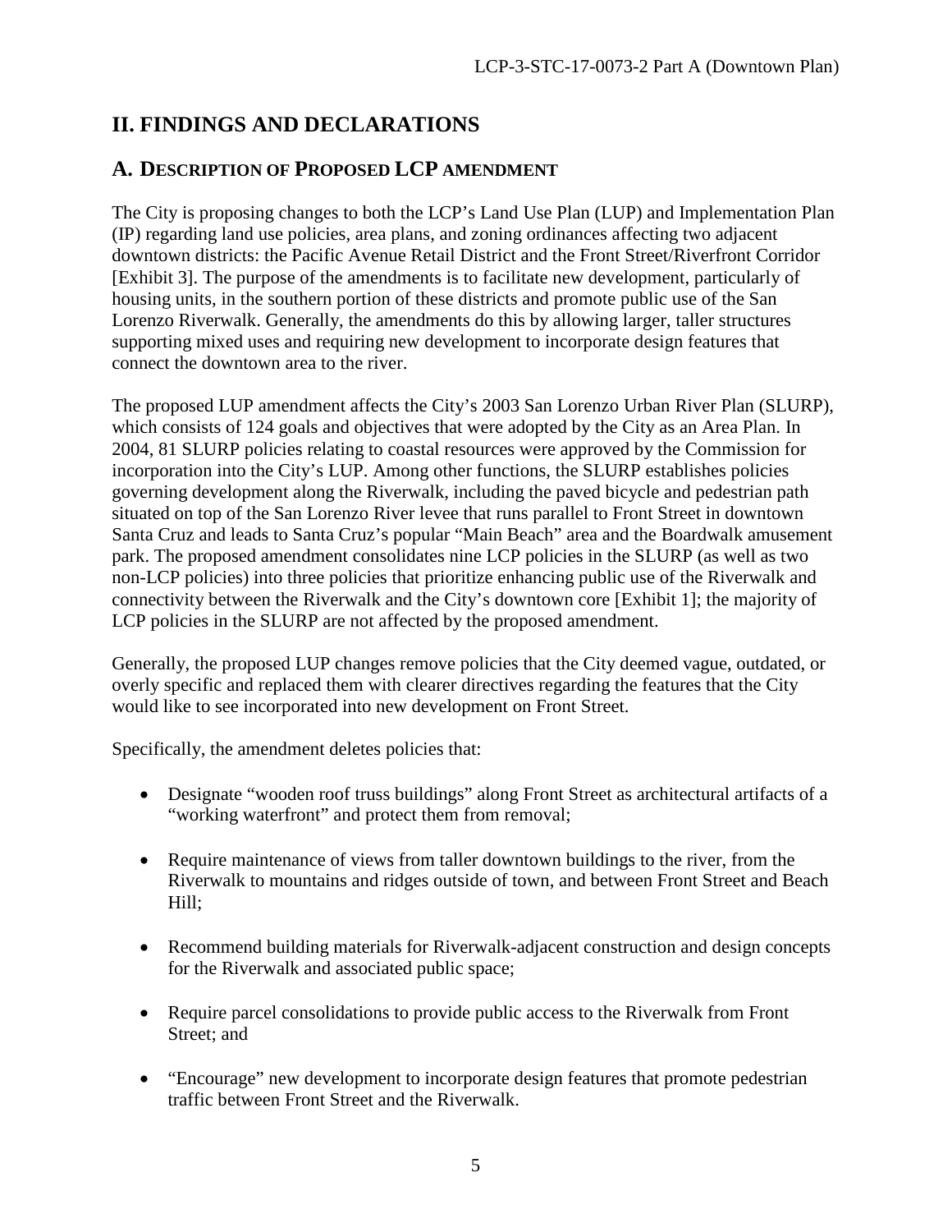## II. FINDINGS AND DECLARATIONS

### A. DESCRIPTION OF PROPOSED LCP AMENDMENT

The City is proposing changes to both the LCP's Land Use Plan (LUP) and Implementation Plan (IP) regarding land use policies, area plans, and zoning ordinances affecting two adjacent downtown districts: the Pacific Avenue Retail District and the Front Street/Riverfront Corridor [Exhibit 3]. The purpose of the amendments is to facilitate new development, particularly of housing units, in the southern portion of these districts and promote public use of the San Lorenzo Riverwalk. Generally, the amendments do this by allowing larger, taller structures supporting mixed uses and requiring new development to incorporate design features that connect the downtown area to the river.

The proposed LUP amendment affects the City's 2003 San Lorenzo Urban River Plan (SLURP), which consists of 124 goals and objectives that were adopted by the City as an Area Plan. In 2004, 81 SLURP policies relating to coastal resources were approved by the Commission for incorporation into the City's LUP. Among other functions, the SLURP establishes policies governing development along the Riverwalk, including the paved bicycle and pedestrian path situated on top of the San Lorenzo River levee that runs parallel to Front Street in downtown Santa Cruz and leads to Santa Cruz's popular "Main Beach" area and the Boardwalk amusement park. The proposed amendment consolidates nine LCP policies in the SLURP (as well as two non-LCP policies) into three policies that prioritize enhancing public use of the Riverwalk and connectivity between the Riverwalk and the City's downtown core [Exhibit 1]; the majority of LCP policies in the SLURP are not affected by the proposed amendment.

Generally, the proposed LUP changes remove policies that the City deemed vague, outdated, or overly specific and replaced them with clearer directives regarding the features that the City would like to see incorporated into new development on Front Street.

Specifically, the amendment deletes policies that:

- Designate "wooden roof truss buildings" along Front Street as architectural artifacts of a "working waterfront" and protect them from removal;
- Require maintenance of views from taller downtown buildings to the river, from the Riverwalk to mountains and ridges outside of town, and between Front Street and Beach Hill;
- Recommend building materials for Riverwalk-adjacent construction and design concepts for the Riverwalk and associated public space;
- Require parcel consolidations to provide public access to the Riverwalk from Front Street; and
- "Encourage" new development to incorporate design features that promote pedestrian traffic between Front Street and the Riverwalk.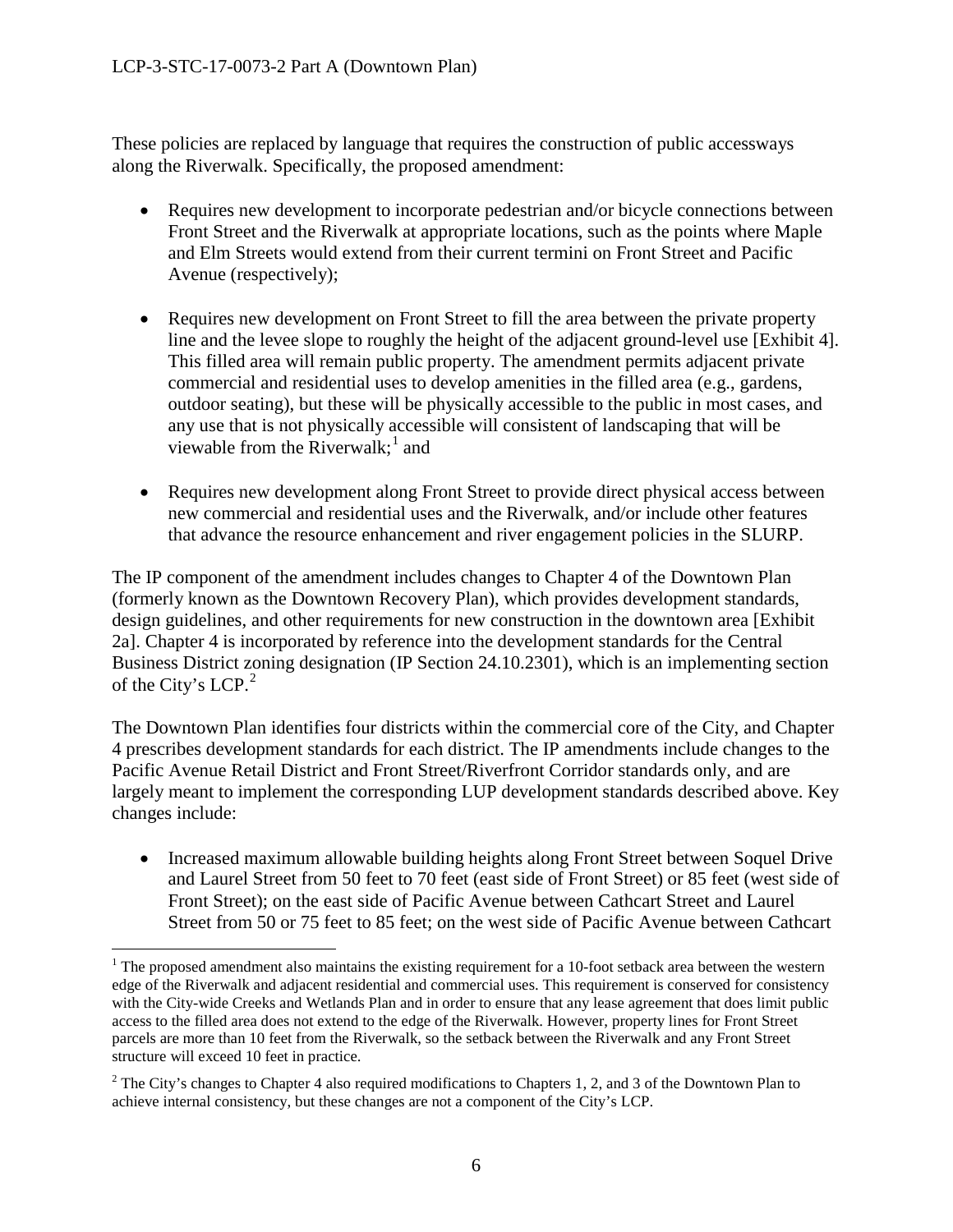These policies are replaced by language that requires the construction of public accessways along the Riverwalk. Specifically, the proposed amendment:

- Requires new development to incorporate pedestrian and/or bicycle connections between Front Street and the Riverwalk at appropriate locations, such as the points where Maple and Elm Streets would extend from their current termini on Front Street and Pacific Avenue (respectively);

- Requires new development on Front Street to fill the area between the private property line and the levee slope to roughly the height of the adjacent ground-level use [Exhibit 4]. This filled area will remain public property. The amendment permits adjacent private commercial and residential uses to develop amenities in the filled area (e.g., gardens, outdoor seating), but these will be physically accessible to the public in most cases, and any use that is not physically accessible will consistent of landscaping that will be viewable from the Riverwalk;[1] and

- Requires new development along Front Street to provide direct physical access between new commercial and residential uses and the Riverwalk, and/or include other features that advance the resource enhancement and river engagement policies in the SLURP.

The IP component of the amendment includes changes to Chapter 4 of the Downtown Plan (formerly known as the Downtown Recovery Plan), which provides development standards, design guidelines, and other requirements for new construction in the downtown area [Exhibit 2a]. Chapter 4 is incorporated by reference into the development standards for the Central Business District zoning designation (IP Section 24.10.2301), which is an implementing section of the City's LCP.[2]

The Downtown Plan identifies four districts within the commercial core of the City, and Chapter 4 prescribes development standards for each district. The IP amendments include changes to the Pacific Avenue Retail District and Front Street/Riverfront Corridor standards only, and are largely meant to implement the corresponding LUP development standards described above. Key changes include:

- Increased maximum allowable building heights along Front Street between Soquel Drive and Laurel Street from 50 feet to 70 feet (east side of Front Street) or 85 feet (west side of Front Street); on the east side of Pacific Avenue between Cathcart Street and Laurel Street from 50 or 75 feet to 85 feet; on the west side of Pacific Avenue between Cathcart

[1] The proposed amendment also maintains the existing requirement for a 10-foot setback area between the western edge of the Riverwalk and adjacent residential and commercial uses. This requirement is conserved for consistency with the City-wide Creeks and Wetlands Plan and in order to ensure that any lease agreement that does limit public access to the filled area does not extend to the edge of the Riverwalk. However, property lines for Front Street parcels are more than 10 feet from the Riverwalk, so the setback between the Riverwalk and any Front Street structure will exceed 10 feet in practice.

[2] The City's changes to Chapter 4 also required modifications to Chapters 1, 2, and 3 of the Downtown Plan to achieve internal consistency, but these changes are not a component of the City's LCP.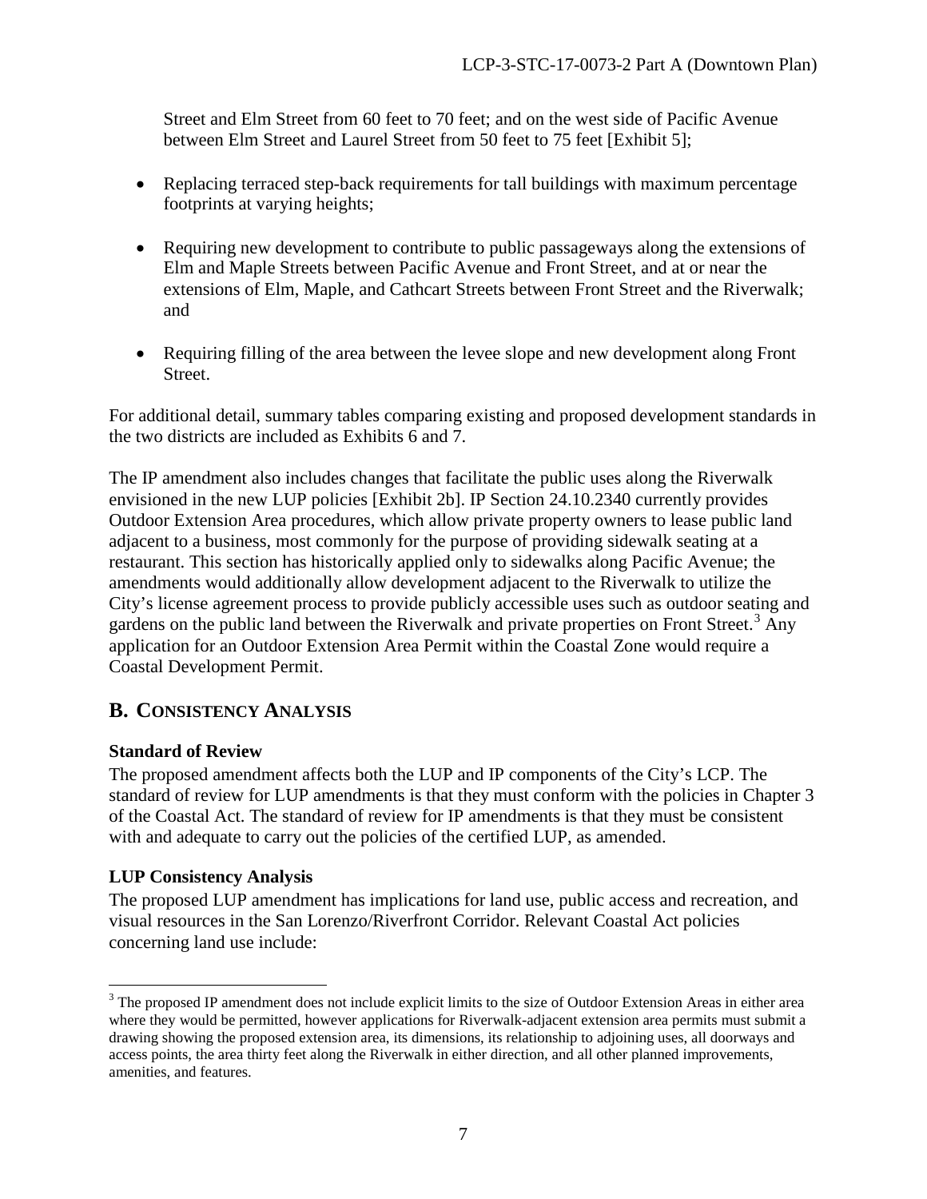Street and Elm Street from 60 feet to 70 feet; and on the west side of Pacific Avenue between Elm Street and Laurel Street from 50 feet to 75 feet [Exhibit 5];

- Replacing terraced step-back requirements for tall buildings with maximum percentage footprints at varying heights;

- Requiring new development to contribute to public passageways along the extensions of Elm and Maple Streets between Pacific Avenue and Front Street, and at or near the extensions of Elm, Maple, and Cathcart Streets between Front Street and the Riverwalk; and

- Requiring filling of the area between the levee slope and new development along Front Street.

For additional detail, summary tables comparing existing and proposed development standards in the two districts are included as Exhibits 6 and 7.

The IP amendment also includes changes that facilitate the public uses along the Riverwalk envisioned in the new LUP policies [Exhibit 2b]. IP Section 24.10.2340 currently provides Outdoor Extension Area procedures, which allow private property owners to lease public land adjacent to a business, most commonly for the purpose of providing sidewalk seating at a restaurant. This section has historically applied only to sidewalks along Pacific Avenue; the amendments would additionally allow development adjacent to the Riverwalk to utilize the City's license agreement process to provide publicly accessible uses such as outdoor seating and gardens on the public land between the Riverwalk and private properties on Front Street.[3] Any application for an Outdoor Extension Area Permit within the Coastal Zone would require a Coastal Development Permit.

## B. Consistency Analysis

**Standard of Review**

The proposed amendment affects both the LUP and IP components of the City's LCP. The standard of review for LUP amendments is that they must conform with the policies in Chapter 3 of the Coastal Act. The standard of review for IP amendments is that they must be consistent with and adequate to carry out the policies of the certified LUP, as amended.

**LUP Consistency Analysis**

The proposed LUP amendment has implications for land use, public access and recreation, and visual resources in the San Lorenzo/Riverfront Corridor. Relevant Coastal Act policies concerning land use include:

[3] The proposed IP amendment does not include explicit limits to the size of Outdoor Extension Areas in either area where they would be permitted, however applications for Riverwalk-adjacent extension area permits must submit a drawing showing the proposed extension area, its dimensions, its relationship to adjoining uses, all doorways and access points, the area thirty feet along the Riverwalk in either direction, and all other planned improvements, amenities, and features.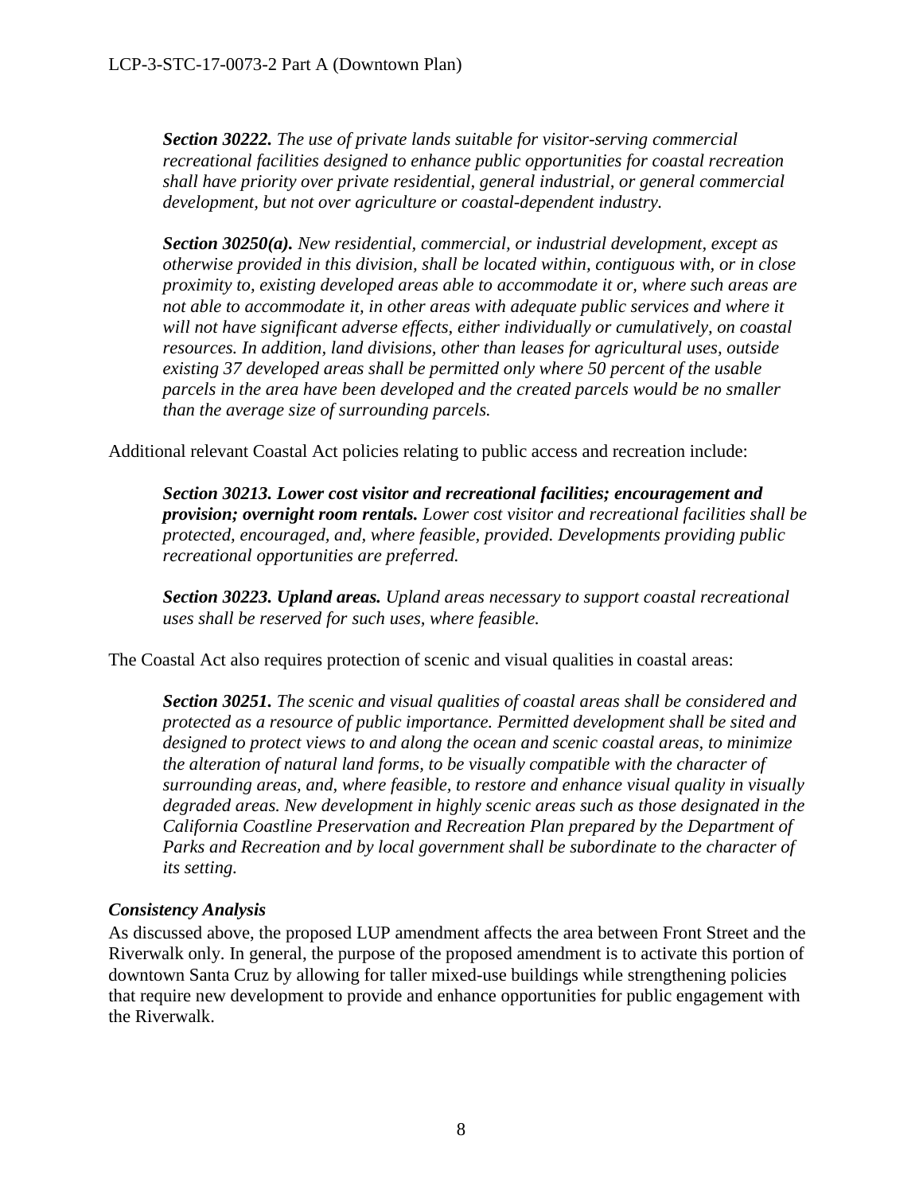*Section 30222. The use of private lands suitable for visitor-serving commercial recreational facilities designed to enhance public opportunities for coastal recreation shall have priority over private residential, general industrial, or general commercial development, but not over agriculture or coastal-dependent industry.*

*Section 30250(a). New residential, commercial, or industrial development, except as otherwise provided in this division, shall be located within, contiguous with, or in close proximity to, existing developed areas able to accommodate it or, where such areas are not able to accommodate it, in other areas with adequate public services and where it will not have significant adverse effects, either individually or cumulatively, on coastal resources. In addition, land divisions, other than leases for agricultural uses, outside existing 37 developed areas shall be permitted only where 50 percent of the usable parcels in the area have been developed and the created parcels would be no smaller than the average size of surrounding parcels.*

Additional relevant Coastal Act policies relating to public access and recreation include:

***Section 30213. Lower cost visitor and recreational facilities; encouragement and provision; overnight room rentals.*** *Lower cost visitor and recreational facilities shall be protected, encouraged, and, where feasible, provided. Developments providing public recreational opportunities are preferred.*

***Section 30223. Upland areas.*** *Upland areas necessary to support coastal recreational uses shall be reserved for such uses, where feasible.*

The Coastal Act also requires protection of scenic and visual qualities in coastal areas:

*Section 30251. The scenic and visual qualities of coastal areas shall be considered and protected as a resource of public importance. Permitted development shall be sited and designed to protect views to and along the ocean and scenic coastal areas, to minimize the alteration of natural land forms, to be visually compatible with the character of surrounding areas, and, where feasible, to restore and enhance visual quality in visually degraded areas. New development in highly scenic areas such as those designated in the California Coastline Preservation and Recreation Plan prepared by the Department of Parks and Recreation and by local government shall be subordinate to the character of its setting.*

### *Consistency Analysis*

As discussed above, the proposed LUP amendment affects the area between Front Street and the Riverwalk only. In general, the purpose of the proposed amendment is to activate this portion of downtown Santa Cruz by allowing for taller mixed-use buildings while strengthening policies that require new development to provide and enhance opportunities for public engagement with the Riverwalk.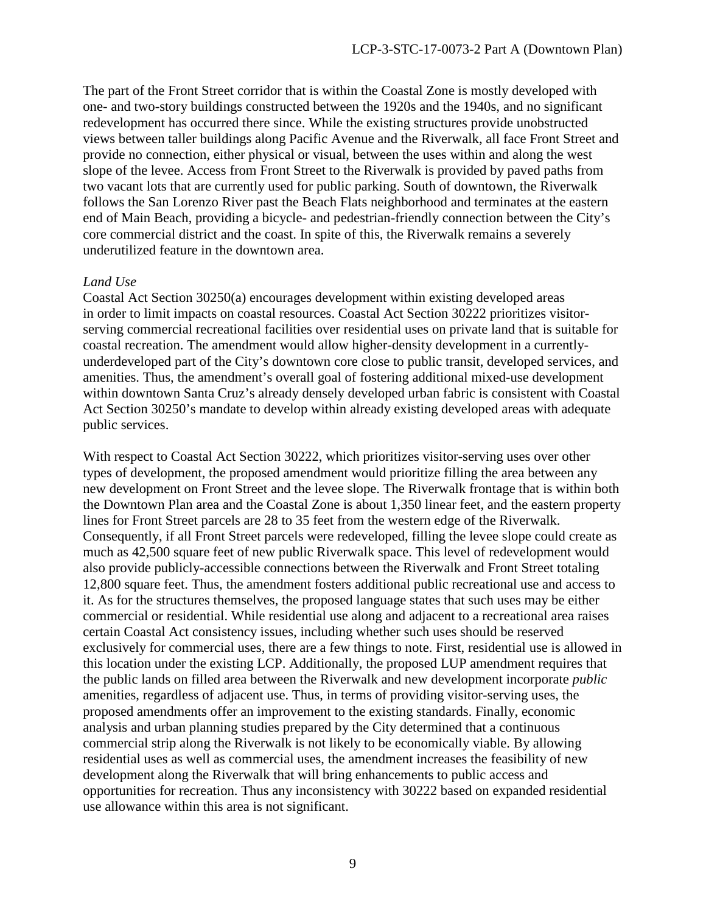The part of the Front Street corridor that is within the Coastal Zone is mostly developed with one- and two-story buildings constructed between the 1920s and the 1940s, and no significant redevelopment has occurred there since. While the existing structures provide unobstructed views between taller buildings along Pacific Avenue and the Riverwalk, all face Front Street and provide no connection, either physical or visual, between the uses within and along the west slope of the levee. Access from Front Street to the Riverwalk is provided by paved paths from two vacant lots that are currently used for public parking. South of downtown, the Riverwalk follows the San Lorenzo River past the Beach Flats neighborhood and terminates at the eastern end of Main Beach, providing a bicycle- and pedestrian-friendly connection between the City's core commercial district and the coast. In spite of this, the Riverwalk remains a severely underutilized feature in the downtown area.

*Land Use*

Coastal Act Section 30250(a) encourages development within existing developed areas in order to limit impacts on coastal resources. Coastal Act Section 30222 prioritizes visitor-serving commercial recreational facilities over residential uses on private land that is suitable for coastal recreation. The amendment would allow higher-density development in a currently-underdeveloped part of the City's downtown core close to public transit, developed services, and amenities. Thus, the amendment's overall goal of fostering additional mixed-use development within downtown Santa Cruz's already densely developed urban fabric is consistent with Coastal Act Section 30250's mandate to develop within already existing developed areas with adequate public services.

With respect to Coastal Act Section 30222, which prioritizes visitor-serving uses over other types of development, the proposed amendment would prioritize filling the area between any new development on Front Street and the levee slope. The Riverwalk frontage that is within both the Downtown Plan area and the Coastal Zone is about 1,350 linear feet, and the eastern property lines for Front Street parcels are 28 to 35 feet from the western edge of the Riverwalk. Consequently, if all Front Street parcels were redeveloped, filling the levee slope could create as much as 42,500 square feet of new public Riverwalk space. This level of redevelopment would also provide publicly-accessible connections between the Riverwalk and Front Street totaling 12,800 square feet. Thus, the amendment fosters additional public recreational use and access to it. As for the structures themselves, the proposed language states that such uses may be either commercial or residential. While residential use along and adjacent to a recreational area raises certain Coastal Act consistency issues, including whether such uses should be reserved exclusively for commercial uses, there are a few things to note. First, residential use is allowed in this location under the existing LCP. Additionally, the proposed LUP amendment requires that the public lands on filled area between the Riverwalk and new development incorporate *public* amenities, regardless of adjacent use. Thus, in terms of providing visitor-serving uses, the proposed amendments offer an improvement to the existing standards. Finally, economic analysis and urban planning studies prepared by the City determined that a continuous commercial strip along the Riverwalk is not likely to be economically viable. By allowing residential uses as well as commercial uses, the amendment increases the feasibility of new development along the Riverwalk that will bring enhancements to public access and opportunities for recreation. Thus any inconsistency with 30222 based on expanded residential use allowance within this area is not significant.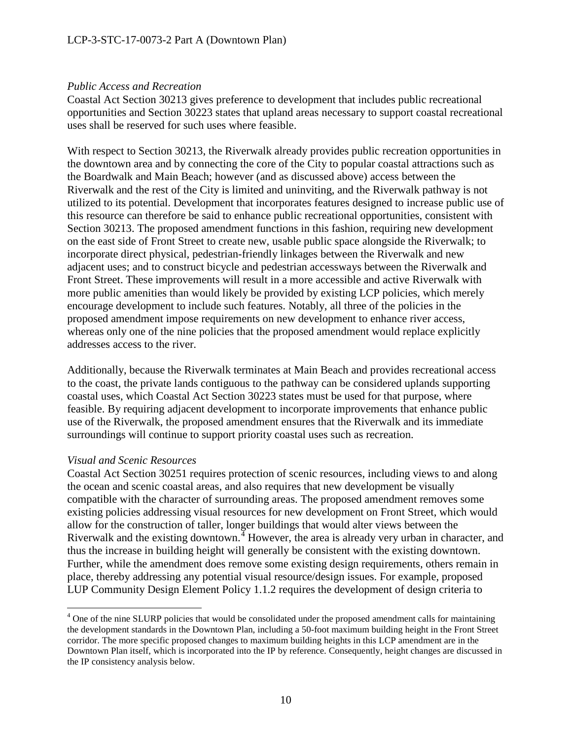*Public Access and Recreation*

Coastal Act Section 30213 gives preference to development that includes public recreational opportunities and Section 30223 states that upland areas necessary to support coastal recreational uses shall be reserved for such uses where feasible.

With respect to Section 30213, the Riverwalk already provides public recreation opportunities in the downtown area and by connecting the core of the City to popular coastal attractions such as the Boardwalk and Main Beach; however (and as discussed above) access between the Riverwalk and the rest of the City is limited and uninviting, and the Riverwalk pathway is not utilized to its potential. Development that incorporates features designed to increase public use of this resource can therefore be said to enhance public recreational opportunities, consistent with Section 30213. The proposed amendment functions in this fashion, requiring new development on the east side of Front Street to create new, usable public space alongside the Riverwalk; to incorporate direct physical, pedestrian-friendly linkages between the Riverwalk and new adjacent uses; and to construct bicycle and pedestrian accessways between the Riverwalk and Front Street. These improvements will result in a more accessible and active Riverwalk with more public amenities than would likely be provided by existing LCP policies, which merely encourage development to include such features. Notably, all three of the policies in the proposed amendment impose requirements on new development to enhance river access, whereas only one of the nine policies that the proposed amendment would replace explicitly addresses access to the river.

Additionally, because the Riverwalk terminates at Main Beach and provides recreational access to the coast, the private lands contiguous to the pathway can be considered uplands supporting coastal uses, which Coastal Act Section 30223 states must be used for that purpose, where feasible. By requiring adjacent development to incorporate improvements that enhance public use of the Riverwalk, the proposed amendment ensures that the Riverwalk and its immediate surroundings will continue to support priority coastal uses such as recreation.

*Visual and Scenic Resources*

Coastal Act Section 30251 requires protection of scenic resources, including views to and along the ocean and scenic coastal areas, and also requires that new development be visually compatible with the character of surrounding areas. The proposed amendment removes some existing policies addressing visual resources for new development on Front Street, which would allow for the construction of taller, longer buildings that would alter views between the Riverwalk and the existing downtown.[4] However, the area is already very urban in character, and thus the increase in building height will generally be consistent with the existing downtown. Further, while the amendment does remove some existing design requirements, others remain in place, thereby addressing any potential visual resource/design issues. For example, proposed LUP Community Design Element Policy 1.1.2 requires the development of design criteria to

[4] One of the nine SLURP policies that would be consolidated under the proposed amendment calls for maintaining the development standards in the Downtown Plan, including a 50-foot maximum building height in the Front Street corridor. The more specific proposed changes to maximum building heights in this LCP amendment are in the Downtown Plan itself, which is incorporated into the IP by reference. Consequently, height changes are discussed in the IP consistency analysis below.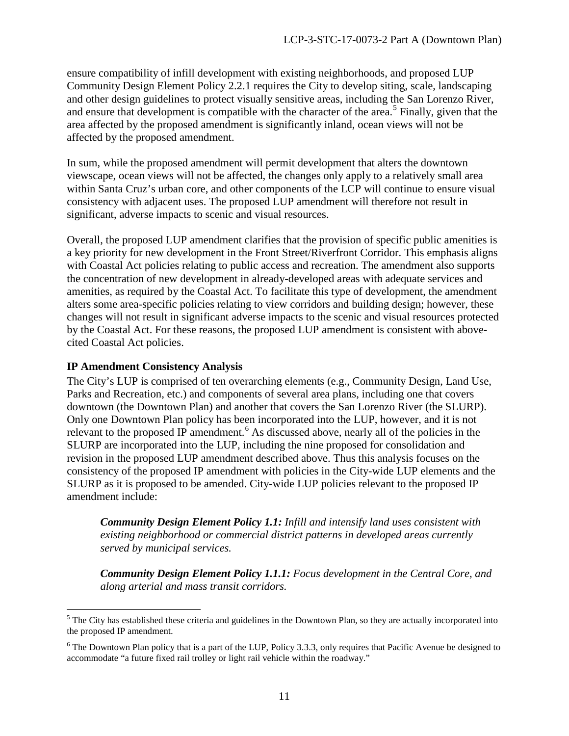ensure compatibility of infill development with existing neighborhoods, and proposed LUP Community Design Element Policy 2.2.1 requires the City to develop siting, scale, landscaping and other design guidelines to protect visually sensitive areas, including the San Lorenzo River, and ensure that development is compatible with the character of the area.[5] Finally, given that the area affected by the proposed amendment is significantly inland, ocean views will not be affected by the proposed amendment.

In sum, while the proposed amendment will permit development that alters the downtown viewscape, ocean views will not be affected, the changes only apply to a relatively small area within Santa Cruz's urban core, and other components of the LCP will continue to ensure visual consistency with adjacent uses. The proposed LUP amendment will therefore not result in significant, adverse impacts to scenic and visual resources.

Overall, the proposed LUP amendment clarifies that the provision of specific public amenities is a key priority for new development in the Front Street/Riverfront Corridor. This emphasis aligns with Coastal Act policies relating to public access and recreation. The amendment also supports the concentration of new development in already-developed areas with adequate services and amenities, as required by the Coastal Act. To facilitate this type of development, the amendment alters some area-specific policies relating to view corridors and building design; however, these changes will not result in significant adverse impacts to the scenic and visual resources protected by the Coastal Act. For these reasons, the proposed LUP amendment is consistent with above-cited Coastal Act policies.

**IP Amendment Consistency Analysis**

The City's LUP is comprised of ten overarching elements (e.g., Community Design, Land Use, Parks and Recreation, etc.) and components of several area plans, including one that covers downtown (the Downtown Plan) and another that covers the San Lorenzo River (the SLURP). Only one Downtown Plan policy has been incorporated into the LUP, however, and it is not relevant to the proposed IP amendment.[6] As discussed above, nearly all of the policies in the SLURP are incorporated into the LUP, including the nine proposed for consolidation and revision in the proposed LUP amendment described above. Thus this analysis focuses on the consistency of the proposed IP amendment with policies in the City-wide LUP elements and the SLURP as it is proposed to be amended. City-wide LUP policies relevant to the proposed IP amendment include:

> ***Community Design Element Policy 1.1:*** *Infill and intensify land uses consistent with existing neighborhood or commercial district patterns in developed areas currently served by municipal services.*
>
> ***Community Design Element Policy 1.1.1:*** *Focus development in the Central Core, and along arterial and mass transit corridors.*

---

[5] The City has established these criteria and guidelines in the Downtown Plan, so they are actually incorporated into the proposed IP amendment.

[6] The Downtown Plan policy that is a part of the LUP, Policy 3.3.3, only requires that Pacific Avenue be designed to accommodate "a future fixed rail trolley or light rail vehicle within the roadway."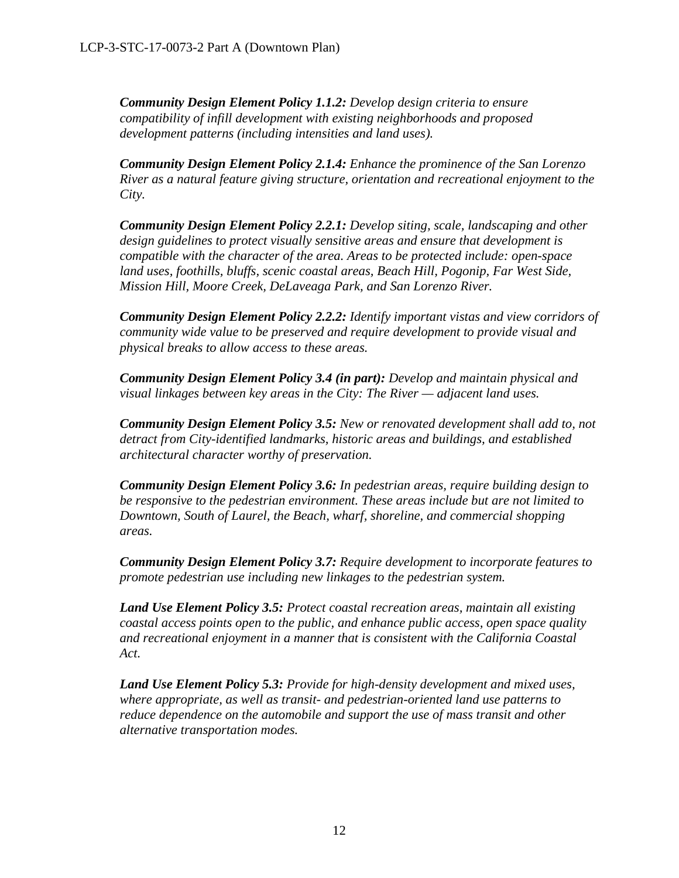***Community Design Element Policy 1.1.2:** Develop design criteria to ensure compatibility of infill development with existing neighborhoods and proposed development patterns (including intensities and land uses).*

***Community Design Element Policy 2.1.4:** Enhance the prominence of the San Lorenzo River as a natural feature giving structure, orientation and recreational enjoyment to the City.*

***Community Design Element Policy 2.2.1:** Develop siting, scale, landscaping and other design guidelines to protect visually sensitive areas and ensure that development is compatible with the character of the area. Areas to be protected include: open-space land uses, foothills, bluffs, scenic coastal areas, Beach Hill, Pogonip, Far West Side, Mission Hill, Moore Creek, DeLaveaga Park, and San Lorenzo River.*

***Community Design Element Policy 2.2.2:** Identify important vistas and view corridors of community wide value to be preserved and require development to provide visual and physical breaks to allow access to these areas.*

***Community Design Element Policy 3.4 (in part):** Develop and maintain physical and visual linkages between key areas in the City: The River — adjacent land uses.*

***Community Design Element Policy 3.5:** New or renovated development shall add to, not detract from City-identified landmarks, historic areas and buildings, and established architectural character worthy of preservation.*

***Community Design Element Policy 3.6:** In pedestrian areas, require building design to be responsive to the pedestrian environment. These areas include but are not limited to Downtown, South of Laurel, the Beach, wharf, shoreline, and commercial shopping areas.*

***Community Design Element Policy 3.7:** Require development to incorporate features to promote pedestrian use including new linkages to the pedestrian system.*

***Land Use Element Policy 3.5:** Protect coastal recreation areas, maintain all existing coastal access points open to the public, and enhance public access, open space quality and recreational enjoyment in a manner that is consistent with the California Coastal Act.*

***Land Use Element Policy 5.3:** Provide for high-density development and mixed uses, where appropriate, as well as transit- and pedestrian-oriented land use patterns to reduce dependence on the automobile and support the use of mass transit and other alternative transportation modes.*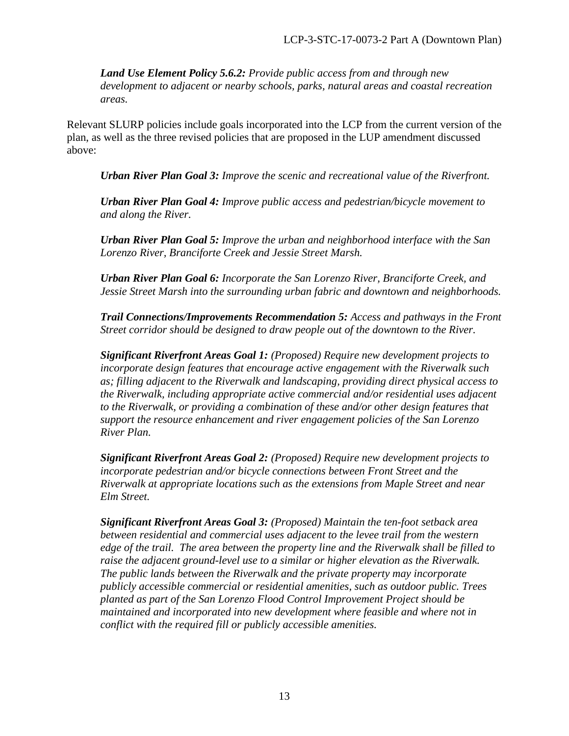***Land Use Element Policy 5.6.2:*** *Provide public access from and through new development to adjacent or nearby schools, parks, natural areas and coastal recreation areas.*

Relevant SLURP policies include goals incorporated into the LCP from the current version of the plan, as well as the three revised policies that are proposed in the LUP amendment discussed above:

***Urban River Plan Goal 3:*** *Improve the scenic and recreational value of the Riverfront.*

***Urban River Plan Goal 4:*** *Improve public access and pedestrian/bicycle movement to and along the River.*

***Urban River Plan Goal 5:*** *Improve the urban and neighborhood interface with the San Lorenzo River, Branciforte Creek and Jessie Street Marsh.*

***Urban River Plan Goal 6:*** *Incorporate the San Lorenzo River, Branciforte Creek, and Jessie Street Marsh into the surrounding urban fabric and downtown and neighborhoods.*

***Trail Connections/Improvements Recommendation 5:*** *Access and pathways in the Front Street corridor should be designed to draw people out of the downtown to the River.*

***Significant Riverfront Areas Goal 1:*** *(Proposed) Require new development projects to incorporate design features that encourage active engagement with the Riverwalk such as; filling adjacent to the Riverwalk and landscaping, providing direct physical access to the Riverwalk, including appropriate active commercial and/or residential uses adjacent to the Riverwalk, or providing a combination of these and/or other design features that support the resource enhancement and river engagement policies of the San Lorenzo River Plan.*

***Significant Riverfront Areas Goal 2:*** *(Proposed) Require new development projects to incorporate pedestrian and/or bicycle connections between Front Street and the Riverwalk at appropriate locations such as the extensions from Maple Street and near Elm Street.*

***Significant Riverfront Areas Goal 3:*** *(Proposed) Maintain the ten-foot setback area between residential and commercial uses adjacent to the levee trail from the western edge of the trail. The area between the property line and the Riverwalk shall be filled to raise the adjacent ground-level use to a similar or higher elevation as the Riverwalk. The public lands between the Riverwalk and the private property may incorporate publicly accessible commercial or residential amenities, such as outdoor public. Trees planted as part of the San Lorenzo Flood Control Improvement Project should be maintained and incorporated into new development where feasible and where not in conflict with the required fill or publicly accessible amenities.*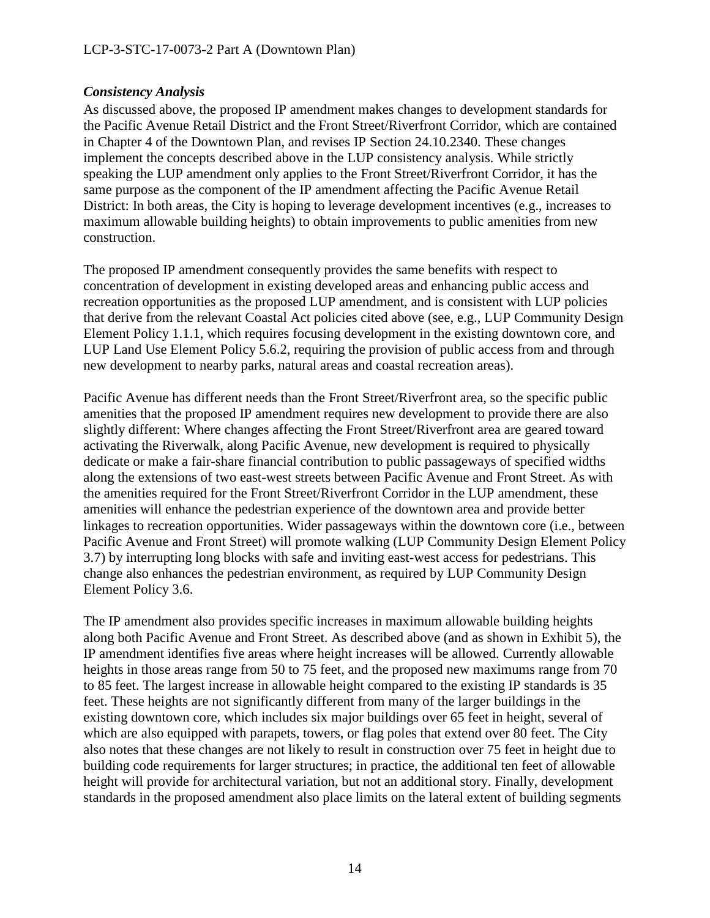### *Consistency Analysis*

As discussed above, the proposed IP amendment makes changes to development standards for the Pacific Avenue Retail District and the Front Street/Riverfront Corridor, which are contained in Chapter 4 of the Downtown Plan, and revises IP Section 24.10.2340. These changes implement the concepts described above in the LUP consistency analysis. While strictly speaking the LUP amendment only applies to the Front Street/Riverfront Corridor, it has the same purpose as the component of the IP amendment affecting the Pacific Avenue Retail District: In both areas, the City is hoping to leverage development incentives (e.g., increases to maximum allowable building heights) to obtain improvements to public amenities from new construction.

The proposed IP amendment consequently provides the same benefits with respect to concentration of development in existing developed areas and enhancing public access and recreation opportunities as the proposed LUP amendment, and is consistent with LUP policies that derive from the relevant Coastal Act policies cited above (see, e.g., LUP Community Design Element Policy 1.1.1, which requires focusing development in the existing downtown core, and LUP Land Use Element Policy 5.6.2, requiring the provision of public access from and through new development to nearby parks, natural areas and coastal recreation areas).

Pacific Avenue has different needs than the Front Street/Riverfront area, so the specific public amenities that the proposed IP amendment requires new development to provide there are also slightly different: Where changes affecting the Front Street/Riverfront area are geared toward activating the Riverwalk, along Pacific Avenue, new development is required to physically dedicate or make a fair-share financial contribution to public passageways of specified widths along the extensions of two east-west streets between Pacific Avenue and Front Street. As with the amenities required for the Front Street/Riverfront Corridor in the LUP amendment, these amenities will enhance the pedestrian experience of the downtown area and provide better linkages to recreation opportunities. Wider passageways within the downtown core (i.e., between Pacific Avenue and Front Street) will promote walking (LUP Community Design Element Policy 3.7) by interrupting long blocks with safe and inviting east-west access for pedestrians. This change also enhances the pedestrian environment, as required by LUP Community Design Element Policy 3.6.

The IP amendment also provides specific increases in maximum allowable building heights along both Pacific Avenue and Front Street. As described above (and as shown in Exhibit 5), the IP amendment identifies five areas where height increases will be allowed. Currently allowable heights in those areas range from 50 to 75 feet, and the proposed new maximums range from 70 to 85 feet. The largest increase in allowable height compared to the existing IP standards is 35 feet. These heights are not significantly different from many of the larger buildings in the existing downtown core, which includes six major buildings over 65 feet in height, several of which are also equipped with parapets, towers, or flag poles that extend over 80 feet. The City also notes that these changes are not likely to result in construction over 75 feet in height due to building code requirements for larger structures; in practice, the additional ten feet of allowable height will provide for architectural variation, but not an additional story. Finally, development standards in the proposed amendment also place limits on the lateral extent of building segments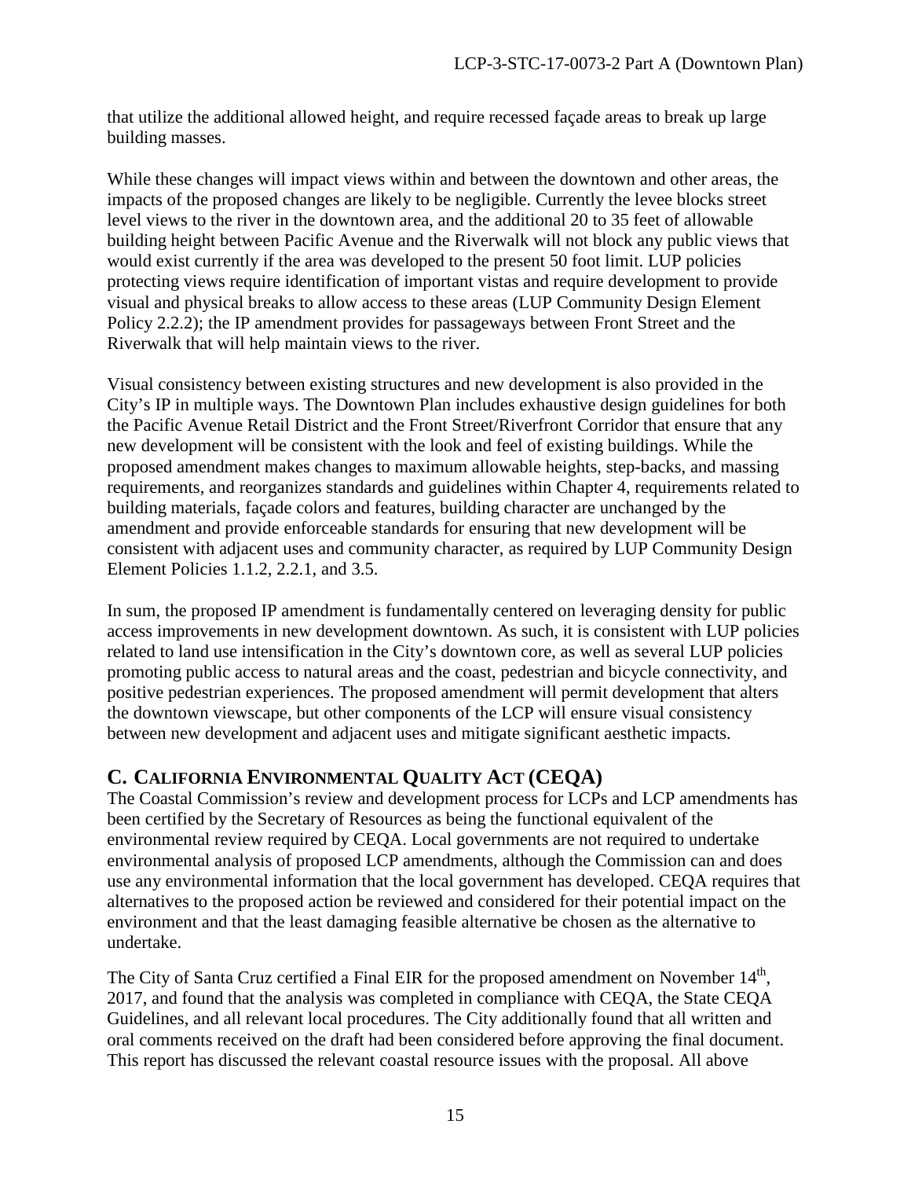that utilize the additional allowed height, and require recessed façade areas to break up large building masses.

While these changes will impact views within and between the downtown and other areas, the impacts of the proposed changes are likely to be negligible. Currently the levee blocks street level views to the river in the downtown area, and the additional 20 to 35 feet of allowable building height between Pacific Avenue and the Riverwalk will not block any public views that would exist currently if the area was developed to the present 50 foot limit. LUP policies protecting views require identification of important vistas and require development to provide visual and physical breaks to allow access to these areas (LUP Community Design Element Policy 2.2.2); the IP amendment provides for passageways between Front Street and the Riverwalk that will help maintain views to the river.

Visual consistency between existing structures and new development is also provided in the City's IP in multiple ways. The Downtown Plan includes exhaustive design guidelines for both the Pacific Avenue Retail District and the Front Street/Riverfront Corridor that ensure that any new development will be consistent with the look and feel of existing buildings. While the proposed amendment makes changes to maximum allowable heights, step-backs, and massing requirements, and reorganizes standards and guidelines within Chapter 4, requirements related to building materials, façade colors and features, building character are unchanged by the amendment and provide enforceable standards for ensuring that new development will be consistent with adjacent uses and community character, as required by LUP Community Design Element Policies 1.1.2, 2.2.1, and 3.5.

In sum, the proposed IP amendment is fundamentally centered on leveraging density for public access improvements in new development downtown. As such, it is consistent with LUP policies related to land use intensification in the City's downtown core, as well as several LUP policies promoting public access to natural areas and the coast, pedestrian and bicycle connectivity, and positive pedestrian experiences. The proposed amendment will permit development that alters the downtown viewscape, but other components of the LCP will ensure visual consistency between new development and adjacent uses and mitigate significant aesthetic impacts.

## C. CALIFORNIA ENVIRONMENTAL QUALITY ACT (CEQA)

The Coastal Commission's review and development process for LCPs and LCP amendments has been certified by the Secretary of Resources as being the functional equivalent of the environmental review required by CEQA. Local governments are not required to undertake environmental analysis of proposed LCP amendments, although the Commission can and does use any environmental information that the local government has developed. CEQA requires that alternatives to the proposed action be reviewed and considered for their potential impact on the environment and that the least damaging feasible alternative be chosen as the alternative to undertake.

The City of Santa Cruz certified a Final EIR for the proposed amendment on November 14th, 2017, and found that the analysis was completed in compliance with CEQA, the State CEQA Guidelines, and all relevant local procedures. The City additionally found that all written and oral comments received on the draft had been considered before approving the final document. This report has discussed the relevant coastal resource issues with the proposal. All above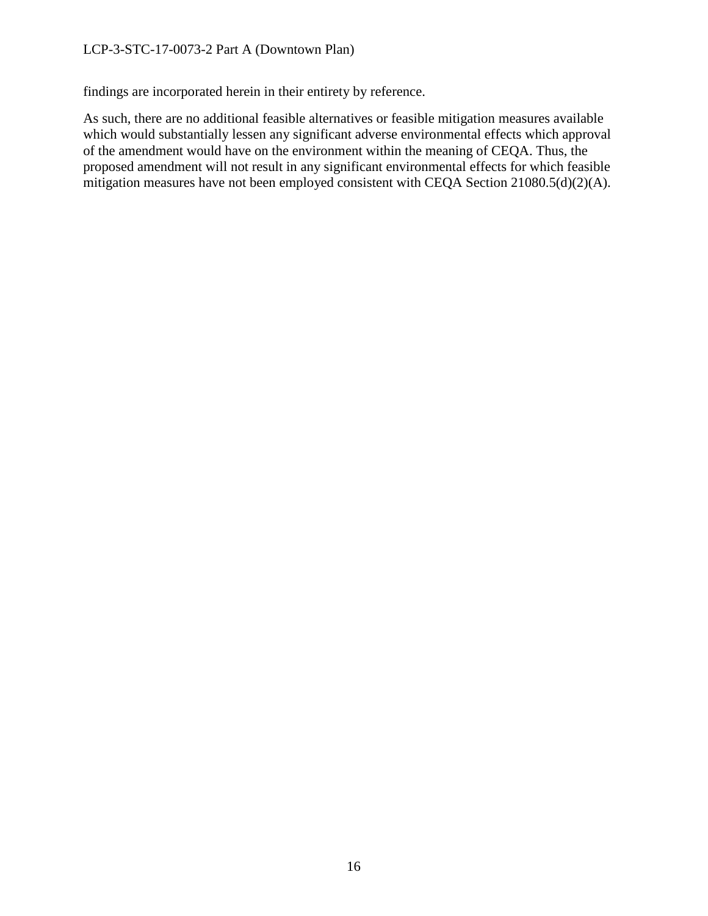findings are incorporated herein in their entirety by reference.

As such, there are no additional feasible alternatives or feasible mitigation measures available which would substantially lessen any significant adverse environmental effects which approval of the amendment would have on the environment within the meaning of CEQA. Thus, the proposed amendment will not result in any significant environmental effects for which feasible mitigation measures have not been employed consistent with CEQA Section 21080.5(d)(2)(A).